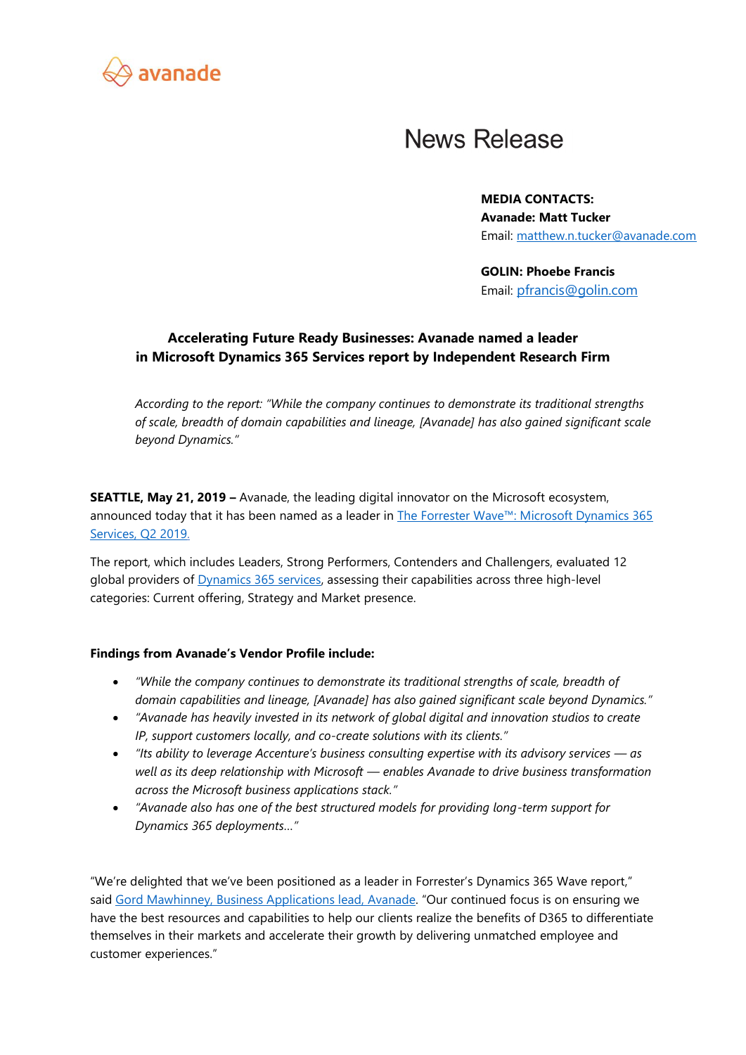avanade

# News Release

**MEDIA CONTACTS:**
**Avanade: Matt Tucker**
Email: matthew.n.tucker@avanade.com

**GOLIN: Phoebe Francis**
Email: pfrancis@golin.com

## Accelerating Future Ready Businesses: Avanade named a leader in Microsoft Dynamics 365 Services report by Independent Research Firm

*According to the report: "While the company continues to demonstrate its traditional strengths of scale, breadth of domain capabilities and lineage, [Avanade] has also gained significant scale beyond Dynamics."*

**SEATTLE, May 21, 2019 –** Avanade, the leading digital innovator on the Microsoft ecosystem, announced today that it has been named as a leader in The Forrester Wave™: Microsoft Dynamics 365 Services, Q2 2019.

The report, which includes Leaders, Strong Performers, Contenders and Challengers, evaluated 12 global providers of Dynamics 365 services, assessing their capabilities across three high-level categories: Current offering, Strategy and Market presence.

**Findings from Avanade's Vendor Profile include:**

- *"While the company continues to demonstrate its traditional strengths of scale, breadth of domain capabilities and lineage, [Avanade] has also gained significant scale beyond Dynamics."*
- *"Avanade has heavily invested in its network of global digital and innovation studios to create IP, support customers locally, and co-create solutions with its clients."*
- *"Its ability to leverage Accenture's business consulting expertise with its advisory services — as well as its deep relationship with Microsoft — enables Avanade to drive business transformation across the Microsoft business applications stack."*
- *"Avanade also has one of the best structured models for providing long-term support for Dynamics 365 deployments…"*

"We're delighted that we've been positioned as a leader in Forrester's Dynamics 365 Wave report," said Gord Mawhinney, Business Applications lead, Avanade. "Our continued focus is on ensuring we have the best resources and capabilities to help our clients realize the benefits of D365 to differentiate themselves in their markets and accelerate their growth by delivering unmatched employee and customer experiences."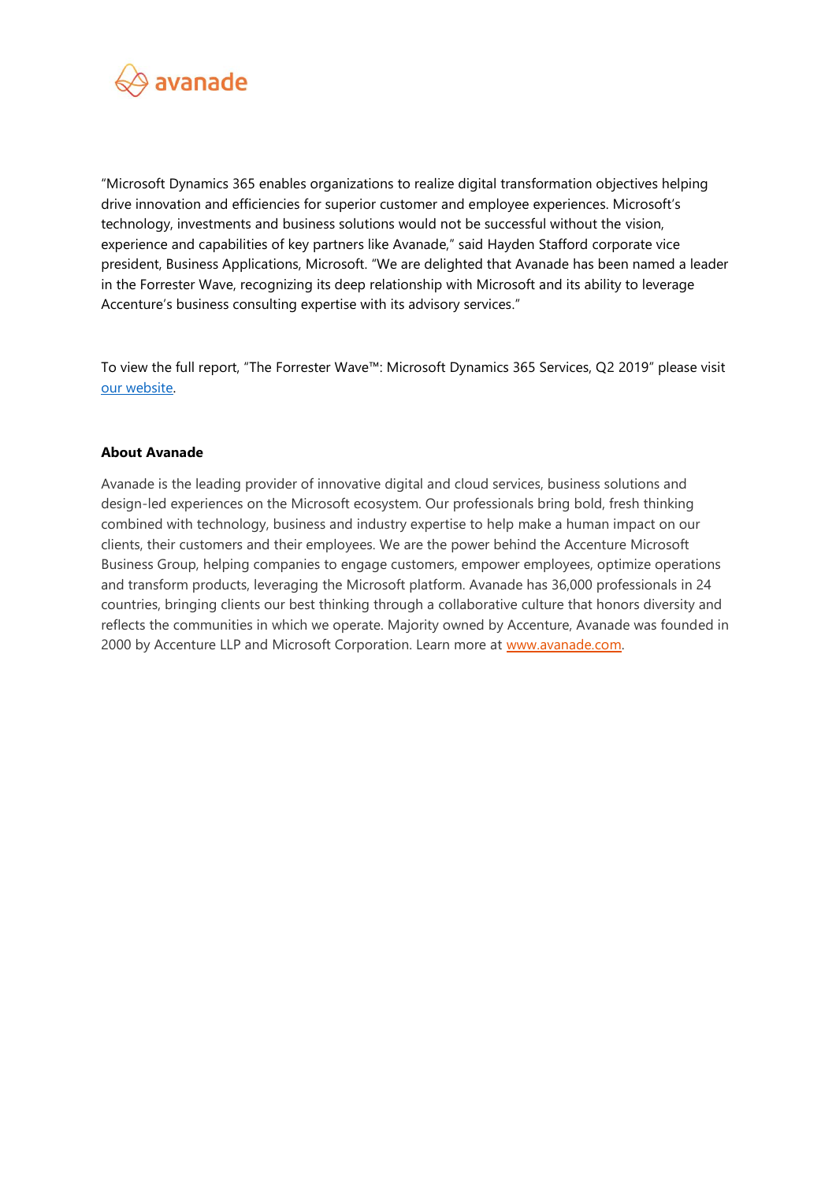"Microsoft Dynamics 365 enables organizations to realize digital transformation objectives helping drive innovation and efficiencies for superior customer and employee experiences. Microsoft's technology, investments and business solutions would not be successful without the vision, experience and capabilities of key partners like Avanade," said Hayden Stafford corporate vice president, Business Applications, Microsoft. "We are delighted that Avanade has been named a leader in the Forrester Wave, recognizing its deep relationship with Microsoft and its ability to leverage Accenture's business consulting expertise with its advisory services."

To view the full report, "The Forrester Wave™: Microsoft Dynamics 365 Services, Q2 2019" please visit our website.

**About Avanade**

Avanade is the leading provider of innovative digital and cloud services, business solutions and design-led experiences on the Microsoft ecosystem. Our professionals bring bold, fresh thinking combined with technology, business and industry expertise to help make a human impact on our clients, their customers and their employees. We are the power behind the Accenture Microsoft Business Group, helping companies to engage customers, empower employees, optimize operations and transform products, leveraging the Microsoft platform. Avanade has 36,000 professionals in 24 countries, bringing clients our best thinking through a collaborative culture that honors diversity and reflects the communities in which we operate. Majority owned by Accenture, Avanade was founded in 2000 by Accenture LLP and Microsoft Corporation. Learn more at www.avanade.com.